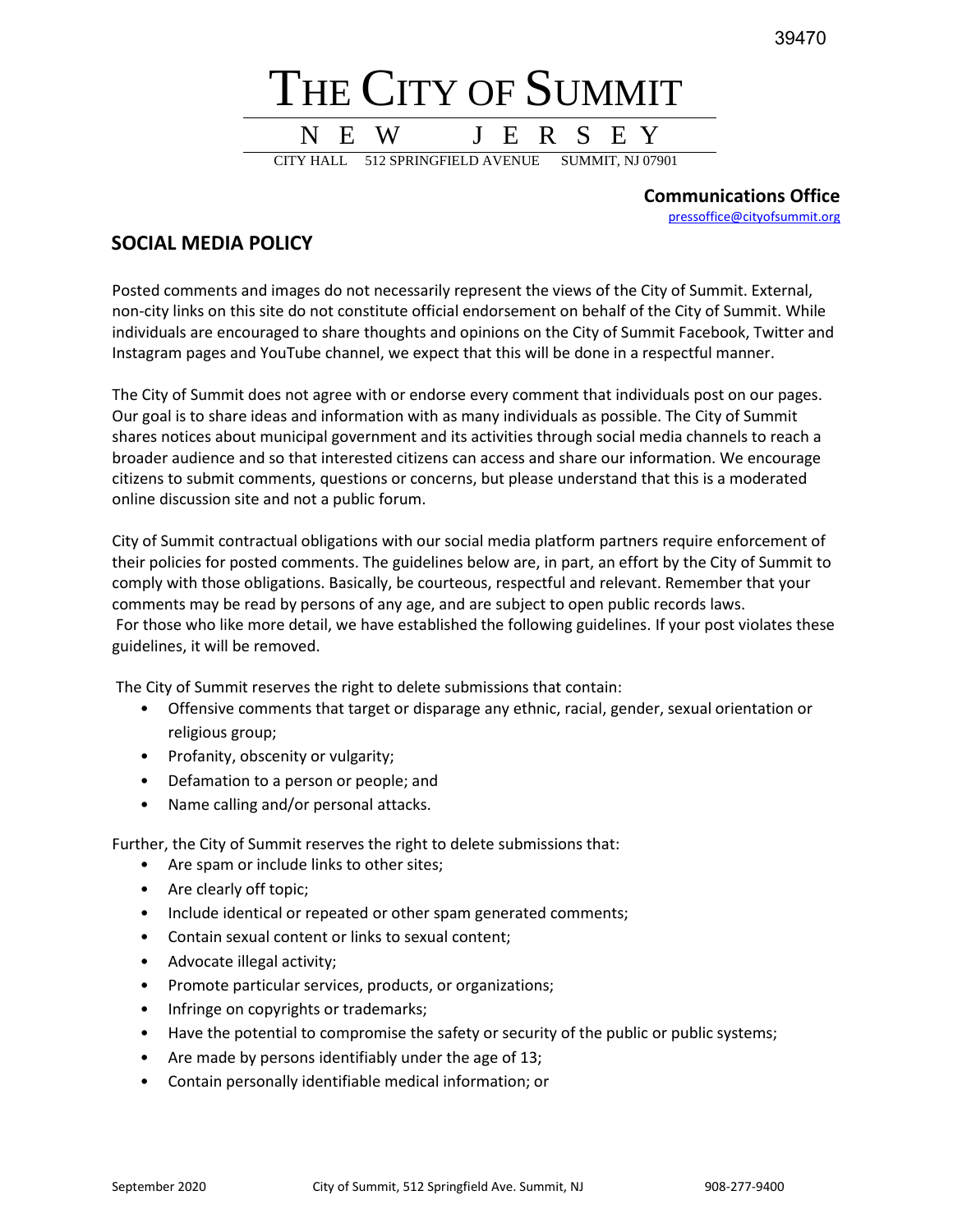# THE CITY OF SUMMIT

NEW JERSEY

CITY HALL 512 SPRINGFIELD AVENUE SUMMIT, NJ 07901

**Communications Office**
pressoffice@cityofsummit.org

## SOCIAL MEDIA POLICY

Posted comments and images do not necessarily represent the views of the City of Summit. External, non-city links on this site do not constitute official endorsement on behalf of the City of Summit. While individuals are encouraged to share thoughts and opinions on the City of Summit Facebook, Twitter and Instagram pages and YouTube channel, we expect that this will be done in a respectful manner.

The City of Summit does not agree with or endorse every comment that individuals post on our pages. Our goal is to share ideas and information with as many individuals as possible. The City of Summit shares notices about municipal government and its activities through social media channels to reach a broader audience and so that interested citizens can access and share our information. We encourage citizens to submit comments, questions or concerns, but please understand that this is a moderated online discussion site and not a public forum.

City of Summit contractual obligations with our social media platform partners require enforcement of their policies for posted comments. The guidelines below are, in part, an effort by the City of Summit to comply with those obligations. Basically, be courteous, respectful and relevant. Remember that your comments may be read by persons of any age, and are subject to open public records laws. For those who like more detail, we have established the following guidelines. If your post violates these guidelines, it will be removed.

The City of Summit reserves the right to delete submissions that contain:

- Offensive comments that target or disparage any ethnic, racial, gender, sexual orientation or religious group;
- Profanity, obscenity or vulgarity;
- Defamation to a person or people; and
- Name calling and/or personal attacks.

Further, the City of Summit reserves the right to delete submissions that:

- Are spam or include links to other sites;
- Are clearly off topic;
- Include identical or repeated or other spam generated comments;
- Contain sexual content or links to sexual content;
- Advocate illegal activity;
- Promote particular services, products, or organizations;
- Infringe on copyrights or trademarks;
- Have the potential to compromise the safety or security of the public or public systems;
- Are made by persons identifiably under the age of 13;
- Contain personally identifiable medical information; or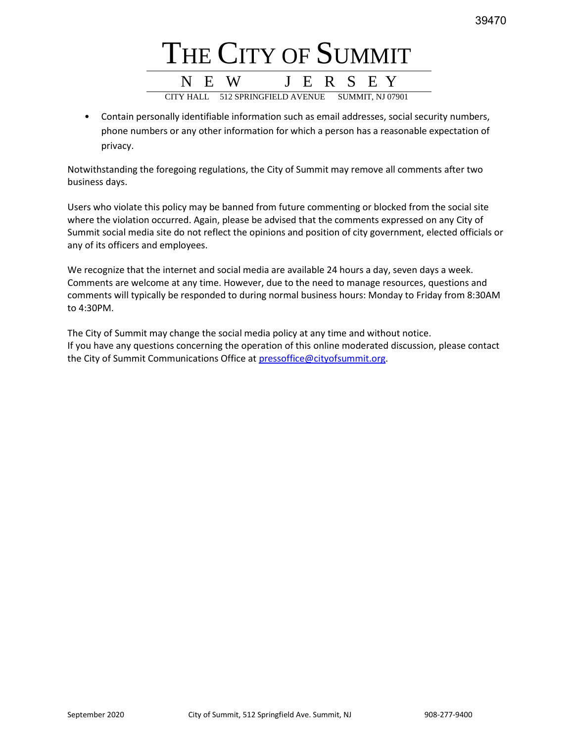- Contain personally identifiable information such as email addresses, social security numbers, phone numbers or any other information for which a person has a reasonable expectation of privacy.

Notwithstanding the foregoing regulations, the City of Summit may remove all comments after two business days.

Users who violate this policy may be banned from future commenting or blocked from the social site where the violation occurred. Again, please be advised that the comments expressed on any City of Summit social media site do not reflect the opinions and position of city government, elected officials or any of its officers and employees.

We recognize that the internet and social media are available 24 hours a day, seven days a week. Comments are welcome at any time. However, due to the need to manage resources, questions and comments will typically be responded to during normal business hours: Monday to Friday from 8:30AM to 4:30PM.

The City of Summit may change the social media policy at any time and without notice.
If you have any questions concerning the operation of this online moderated discussion, please contact the City of Summit Communications Office at pressoffice@cityofsummit.org.